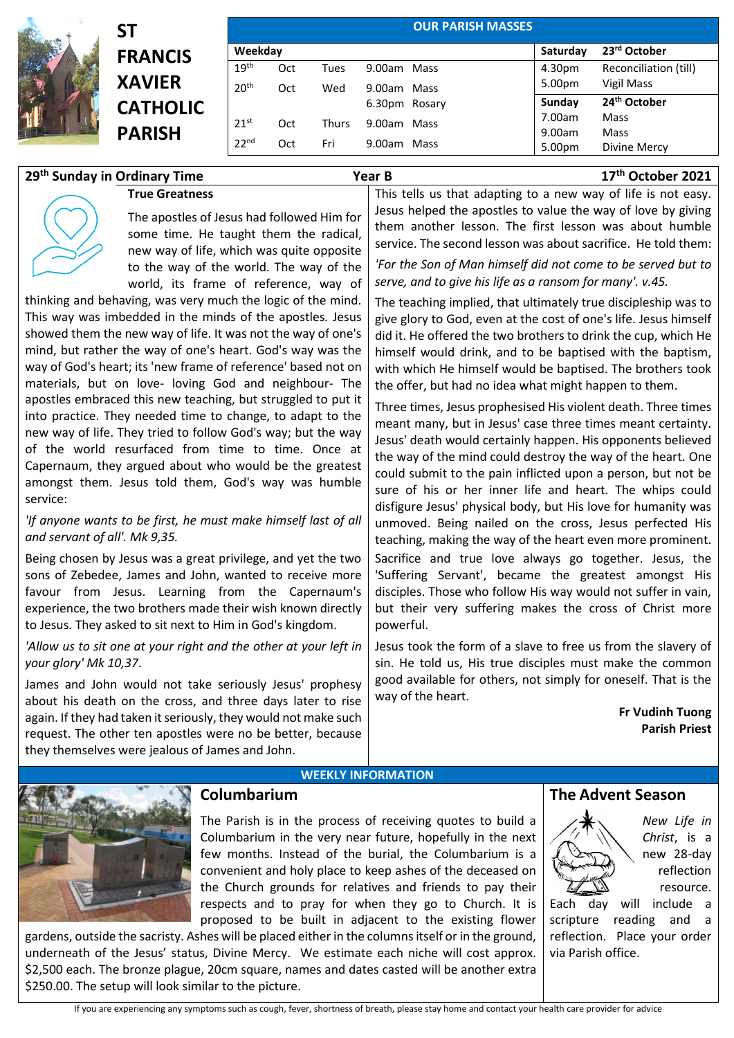# ST FRANCIS XAVIER CATHOLIC PARISH

## OUR PARISH MASSES

| Weekday | | | | Saturday | 23rd October |
|---|---|---|---|---|---|
| 19th | Oct | Tues | 9.00am Mass | 4.30pm | Reconciliation (till) |
| 20th | Oct | Wed | 9.00am Mass | 5.00pm | Vigil Mass |
| | | | 6.30pm Rosary | **Sunday** | **24th October** |
| 21st | Oct | Thurs | 9.00am Mass | 7.00am | Mass |
| 22nd | Oct | Fri | 9.00am Mass | 9.00am | Mass |
| | | | | 5.00pm | Divine Mercy |

**29th Sunday in Ordinary Time** — **Year B** — **17th October 2021**

### True Greatness

The apostles of Jesus had followed Him for some time. He taught them the radical, new way of life, which was quite opposite to the way of the world. The way of the world, its frame of reference, way of thinking and behaving, was very much the logic of the mind. This way was imbedded in the minds of the apostles. Jesus showed them the new way of life. It was not the way of one's mind, but rather the way of one's heart. God's way was the way of God's heart; its 'new frame of reference' based not on materials, but on love- loving God and neighbour- The apostles embraced this new teaching, but struggled to put it into practice. They needed time to change, to adapt to the new way of life. They tried to follow God's way; but the way of the world resurfaced from time to time. Once at Capernaum, they argued about who would be the greatest amongst them. Jesus told them, God's way was humble service:

*'If anyone wants to be first, he must make himself last of all and servant of all'. Mk 9,35.*

Being chosen by Jesus was a great privilege, and yet the two sons of Zebedee, James and John, wanted to receive more favour from Jesus. Learning from the Capernaum's experience, the two brothers made their wish known directly to Jesus. They asked to sit next to Him in God's kingdom.

*'Allow us to sit one at your right and the other at your left in your glory' Mk 10,37.*

James and John would not take seriously Jesus' prophesy about his death on the cross, and three days later to rise again. If they had taken it seriously, they would not make such request. The other ten apostles were no be better, because they themselves were jealous of James and John.

This tells us that adapting to a new way of life is not easy. Jesus helped the apostles to value the way of love by giving them another lesson. The first lesson was about humble service. The second lesson was about sacrifice. He told them:

*'For the Son of Man himself did not come to be served but to serve, and to give his life as a ransom for many'. v.45.*

The teaching implied, that ultimately true discipleship was to give glory to God, even at the cost of one's life. Jesus himself did it. He offered the two brothers to drink the cup, which He himself would drink, and to be baptised with the baptism, with which He himself would be baptised. The brothers took the offer, but had no idea what might happen to them.

Three times, Jesus prophesised His violent death. Three times meant many, but in Jesus' case three times meant certainty. Jesus' death would certainly happen. His opponents believed the way of the mind could destroy the way of the heart. One could submit to the pain inflicted upon a person, but not be sure of his or her inner life and heart. The whips could disfigure Jesus' physical body, but His love for humanity was unmoved. Being nailed on the cross, Jesus perfected His teaching, making the way of the heart even more prominent. Sacrifice and true love always go together. Jesus, the 'Suffering Servant', became the greatest amongst His disciples. Those who follow His way would not suffer in vain, but their very suffering makes the cross of Christ more powerful.

Jesus took the form of a slave to free us from the slavery of sin. He told us, His true disciples must make the common good available for others, not simply for oneself. That is the way of the heart.

**Fr Vudinh Tuong**
**Parish Priest**

## WEEKLY INFORMATION

### Columbarium

The Parish is in the process of receiving quotes to build a Columbarium in the very near future, hopefully in the next few months. Instead of the burial, the Columbarium is a convenient and holy place to keep ashes of the deceased on the Church grounds for relatives and friends to pay their respects and to pray for when they go to Church. It is proposed to be built in adjacent to the existing flower gardens, outside the sacristy. Ashes will be placed either in the columns itself or in the ground, underneath of the Jesus' status, Divine Mercy. We estimate each niche will cost approx. $2,500 each. The bronze plague, 20cm square, names and dates casted will be another extra $250.00. The setup will look similar to the picture.

### The Advent Season

*New Life in Christ*, is a new 28-day reflection resource. Each day will include a scripture reading and a reflection. Place your order via Parish office.

If you are experiencing any symptoms such as cough, fever, shortness of breath, please stay home and contact your health care provider for advice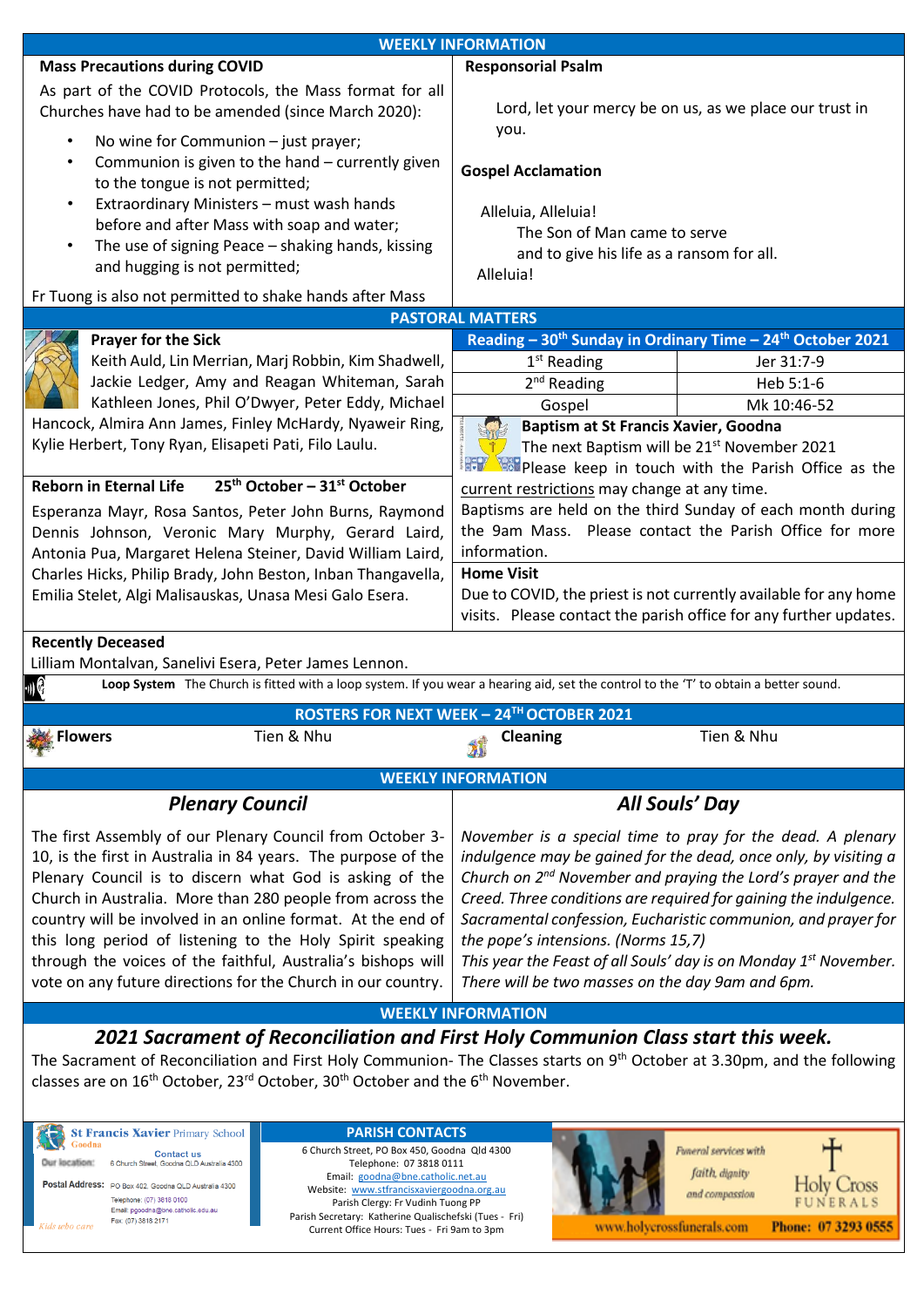## WEEKLY INFORMATION

### Mass Precautions during COVID

As part of the COVID Protocols, the Mass format for all Churches have had to be amended (since March 2020):

- No wine for Communion – just prayer;
- Communion is given to the hand – currently given to the tongue is not permitted;
- Extraordinary Ministers – must wash hands before and after Mass with soap and water;
- The use of signing Peace – shaking hands, kissing and hugging is not permitted;

Fr Tuong is also not permitted to shake hands after Mass

### Responsorial Psalm

Lord, let your mercy be on us, as we place our trust in you.

### Gospel Acclamation

Alleluia, Alleluia!
The Son of Man came to serve
and to give his life as a ransom for all.
Alleluia!

## PASTORAL MATTERS

### Prayer for the Sick

Keith Auld, Lin Merrian, Marj Robbin, Kim Shadwell, Jackie Ledger, Amy and Reagan Whiteman, Sarah Kathleen Jones, Phil O'Dwyer, Peter Eddy, Michael Hancock, Almira Ann James, Finley McHardy, Nyaweir Ring, Kylie Herbert, Tony Ryan, Elisapeti Pati, Filo Laulu.

### Reborn in Eternal Life 25th October – 31st October

Esperanza Mayr, Rosa Santos, Peter John Burns, Raymond Dennis Johnson, Veronic Mary Murphy, Gerard Laird, Antonia Pua, Margaret Helena Steiner, David William Laird, Charles Hicks, Philip Brady, John Beston, Inban Thangavella, Emilia Stelet, Algi Malisauskas, Unasa Mesi Galo Esera.

### Reading – 30th Sunday in Ordinary Time – 24th October 2021

| | |
|---|---|
| 1st Reading | Jer 31:7-9 |
| 2nd Reading | Heb 5:1-6 |
| Gospel | Mk 10:46-52 |

### Baptism at St Francis Xavier, Goodna

The next Baptism will be 21st November 2021
Please keep in touch with the Parish Office as the current restrictions may change at any time.
Baptisms are held on the third Sunday of each month during the 9am Mass. Please contact the Parish Office for more information.

### Home Visit

Due to COVID, the priest is not currently available for any home visits. Please contact the parish office for any further updates.

### Recently Deceased

Lilliam Montalvan, Sanelivi Esera, Peter James Lennon.

**Loop System** The Church is fitted with a loop system. If you wear a hearing aid, set the control to the 'T' to obtain a better sound.

## ROSTERS FOR NEXT WEEK – 24TH OCTOBER 2021

| | | | |
|---|---|---|---|
| **Flowers** | Tien & Nhu | **Cleaning** | Tien & Nhu |

## WEEKLY INFORMATION

### *Plenary Council*

The first Assembly of our Plenary Council from October 3-10, is the first in Australia in 84 years. The purpose of the Plenary Council is to discern what God is asking of the Church in Australia. More than 280 people from across the country will be involved in an online format. At the end of this long period of listening to the Holy Spirit speaking through the voices of the faithful, Australia's bishops will vote on any future directions for the Church in our country.

### *All Souls' Day*

*November is a special time to pray for the dead. A plenary indulgence may be gained for the dead, once only, by visiting a Church on 2nd November and praying the Lord's prayer and the Creed. Three conditions are required for gaining the indulgence. Sacramental confession, Eucharistic communion, and prayer for the pope's intensions. (Norms 15,7)*
*This year the Feast of all Souls' day is on Monday 1st November. There will be two masses on the day 9am and 6pm.*

## WEEKLY INFORMATION

### *2021 Sacrament of Reconciliation and First Holy Communion Class start this week.*

The Sacrament of Reconciliation and First Holy Communion- The Classes starts on 9th October at 3.30pm, and the following classes are on 16th October, 23rd October, 30th October and the 6th November.

**St Francis Xavier Primary School** Goodna
Contact us
Our location: 6 Church Street, Goodna QLD Australia 4300
Postal Address: PO Box 402, Goodna QLD Australia 4300
Telephone: (07) 3818 0100
Email: pgoodna@bne.catholic.edu.au
Fax: (07) 3818 2171
Kids who care

### PARISH CONTACTS

6 Church Street, PO Box 450, Goodna Qld 4300
Telephone: 07 3818 0111
Email: goodna@bne.catholic.net.au
Website: www.stfrancisxaviergoodna.org.au
Parish Clergy: Fr Vudinh Tuong PP
Parish Secretary: Katherine Qualischefski (Tues - Fri)
Current Office Hours: Tues - Fri 9am to 3pm

Funeral services with faith, dignity and compassion
Holy Cross FUNERALS
www.holycrossfunerals.com Phone: 07 3293 0555